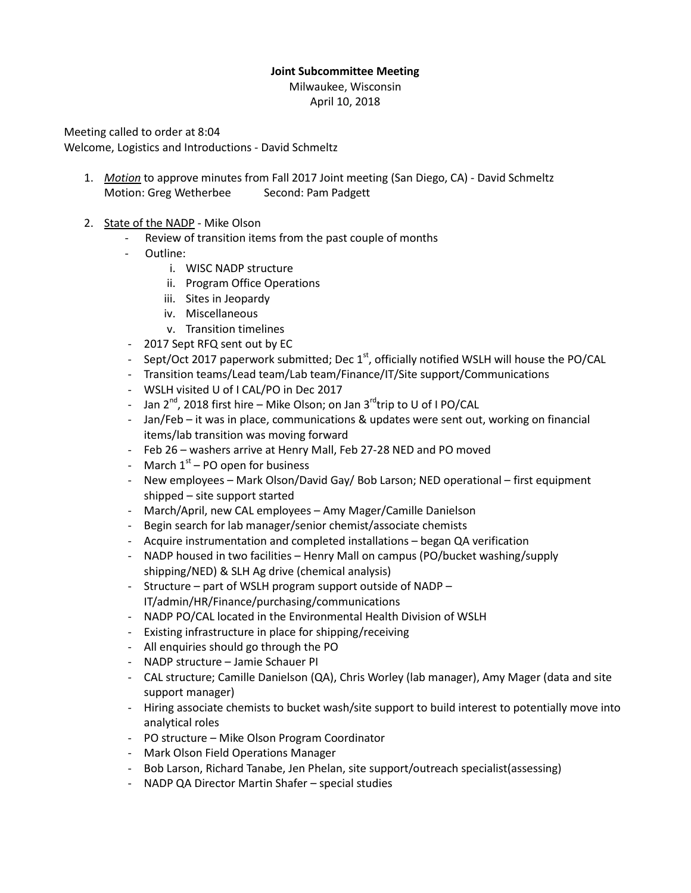**Joint Subcommittee Meeting**

Milwaukee, Wisconsin

April 10, 2018

Meeting called to order at 8:04

Welcome, Logistics and Introductions - David Schmeltz

1. *Motion* to approve minutes from Fall 2017 Joint meeting (San Diego, CA) - David Schmeltz
   Motion: Greg Wetherbee Second: Pam Padgett

2. State of the NADP - Mike Olson
   - Review of transition items from the past couple of months
   - Outline:
     i. WISC NADP structure
     ii. Program Office Operations
     iii. Sites in Jeopardy
     iv. Miscellaneous
     v. Transition timelines
   - 2017 Sept RFQ sent out by EC
   - Sept/Oct 2017 paperwork submitted; Dec 1st, officially notified WSLH will house the PO/CAL
   - Transition teams/Lead team/Lab team/Finance/IT/Site support/Communications
   - WSLH visited U of I CAL/PO in Dec 2017
   - Jan 2nd, 2018 first hire – Mike Olson; on Jan 3rd trip to U of I PO/CAL
   - Jan/Feb – it was in place, communications & updates were sent out, working on financial items/lab transition was moving forward
   - Feb 26 – washers arrive at Henry Mall, Feb 27-28 NED and PO moved
   - March 1st – PO open for business
   - New employees – Mark Olson/David Gay/ Bob Larson; NED operational – first equipment shipped – site support started
   - March/April, new CAL employees – Amy Mager/Camille Danielson
   - Begin search for lab manager/senior chemist/associate chemists
   - Acquire instrumentation and completed installations – began QA verification
   - NADP housed in two facilities – Henry Mall on campus (PO/bucket washing/supply shipping/NED) & SLH Ag drive (chemical analysis)
   - Structure – part of WSLH program support outside of NADP – IT/admin/HR/Finance/purchasing/communications
   - NADP PO/CAL located in the Environmental Health Division of WSLH
   - Existing infrastructure in place for shipping/receiving
   - All enquiries should go through the PO
   - NADP structure – Jamie Schauer PI
   - CAL structure; Camille Danielson (QA), Chris Worley (lab manager), Amy Mager (data and site support manager)
   - Hiring associate chemists to bucket wash/site support to build interest to potentially move into analytical roles
   - PO structure – Mike Olson Program Coordinator
   - Mark Olson Field Operations Manager
   - Bob Larson, Richard Tanabe, Jen Phelan, site support/outreach specialist(assessing)
   - NADP QA Director Martin Shafer – special studies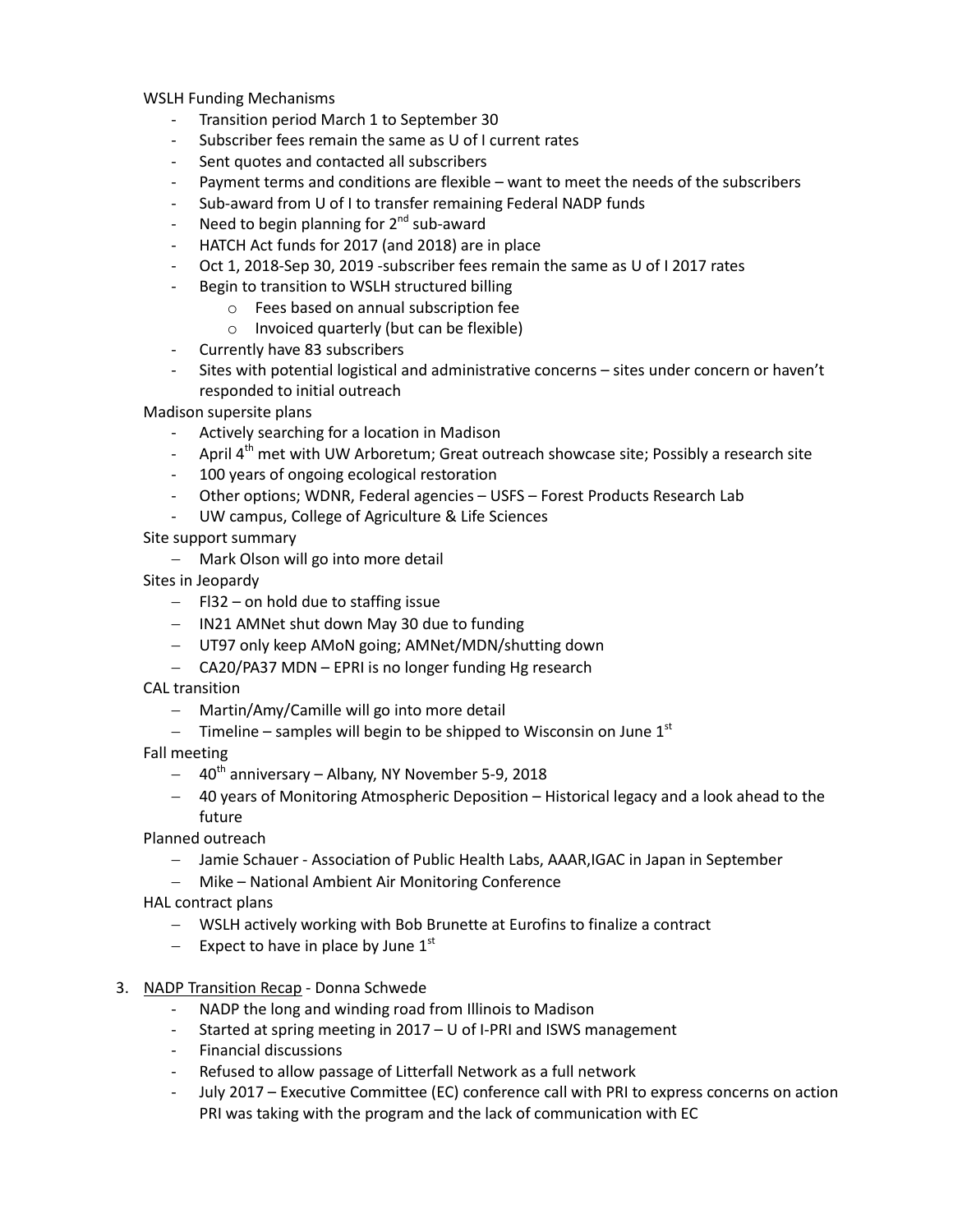WSLH Funding Mechanisms

- Transition period March 1 to September 30
- Subscriber fees remain the same as U of I current rates
- Sent quotes and contacted all subscribers
- Payment terms and conditions are flexible – want to meet the needs of the subscribers
- Sub-award from U of I to transfer remaining Federal NADP funds
- Need to begin planning for 2nd sub-award
- HATCH Act funds for 2017 (and 2018) are in place
- Oct 1, 2018-Sep 30, 2019 -subscriber fees remain the same as U of I 2017 rates
- Begin to transition to WSLH structured billing
    - Fees based on annual subscription fee
    - Invoiced quarterly (but can be flexible)
- Currently have 83 subscribers
- Sites with potential logistical and administrative concerns – sites under concern or haven't responded to initial outreach

Madison supersite plans

- Actively searching for a location in Madison
- April 4th met with UW Arboretum; Great outreach showcase site; Possibly a research site
- 100 years of ongoing ecological restoration
- Other options; WDNR, Federal agencies – USFS – Forest Products Research Lab
- UW campus, College of Agriculture & Life Sciences

Site support summary

- Mark Olson will go into more detail

Sites in Jeopardy

- Fl32 – on hold due to staffing issue
- IN21 AMNet shut down May 30 due to funding
- UT97 only keep AMoN going; AMNet/MDN/shutting down
- CA20/PA37 MDN – EPRI is no longer funding Hg research

CAL transition

- Martin/Amy/Camille will go into more detail
- Timeline – samples will begin to be shipped to Wisconsin on June 1st

Fall meeting

- 40th anniversary – Albany, NY November 5-9, 2018
- 40 years of Monitoring Atmospheric Deposition – Historical legacy and a look ahead to the future

Planned outreach

- Jamie Schauer - Association of Public Health Labs, AAAR,IGAC in Japan in September
- Mike – National Ambient Air Monitoring Conference

HAL contract plans

- WSLH actively working with Bob Brunette at Eurofins to finalize a contract
- Expect to have in place by June 1st

3. NADP Transition Recap - Donna Schwede
    - NADP the long and winding road from Illinois to Madison
    - Started at spring meeting in 2017 – U of I-PRI and ISWS management
    - Financial discussions
    - Refused to allow passage of Litterfall Network as a full network
    - July 2017 – Executive Committee (EC) conference call with PRI to express concerns on action PRI was taking with the program and the lack of communication with EC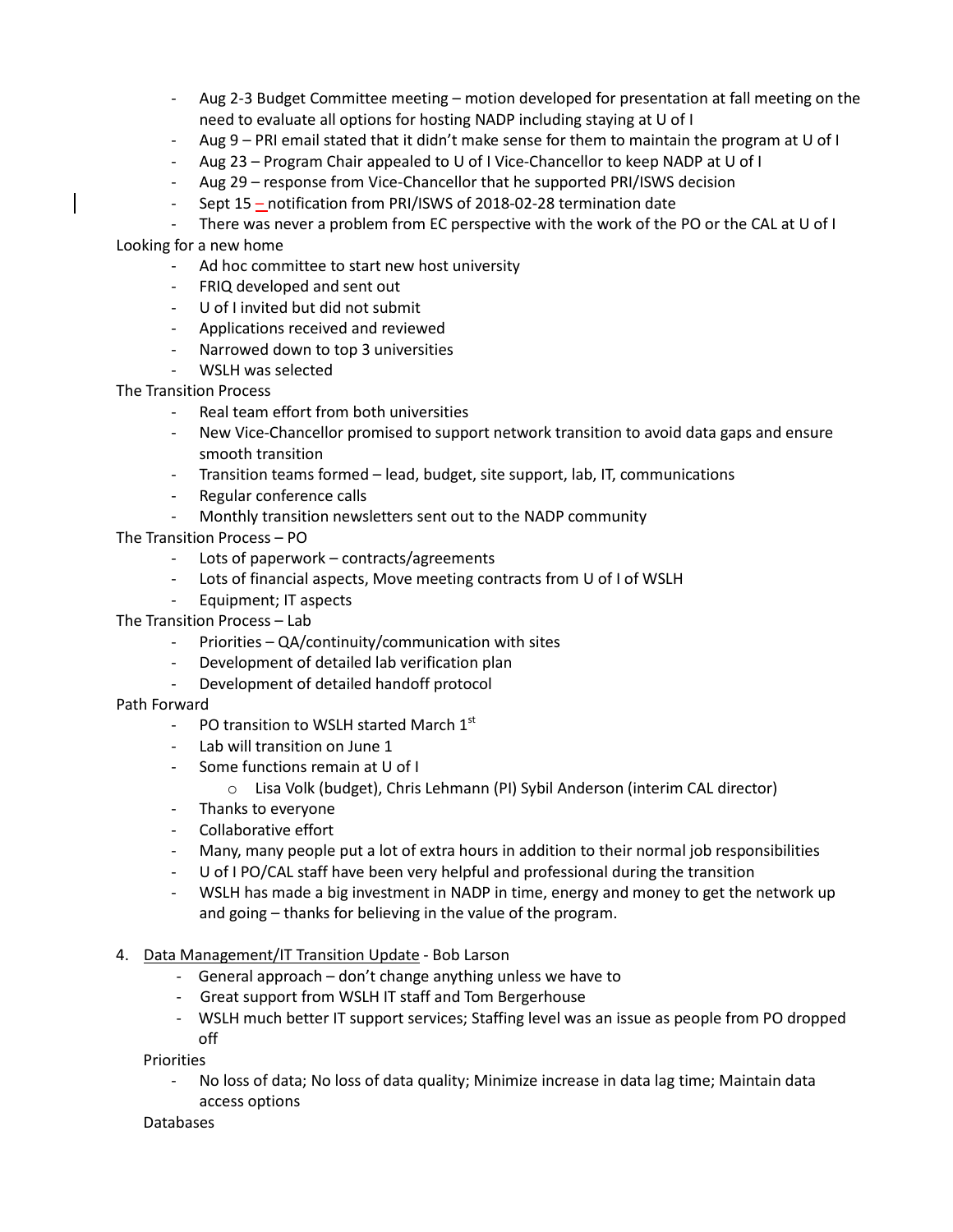- Aug 2-3 Budget Committee meeting – motion developed for presentation at fall meeting on the need to evaluate all options for hosting NADP including staying at U of I
- Aug 9 – PRI email stated that it didn't make sense for them to maintain the program at U of I
- Aug 23 – Program Chair appealed to U of I Vice-Chancellor to keep NADP at U of I
- Aug 29 – response from Vice-Chancellor that he supported PRI/ISWS decision
- Sept 15 – notification from PRI/ISWS of 2018-02-28 termination date
- There was never a problem from EC perspective with the work of the PO or the CAL at U of I

Looking for a new home

- Ad hoc committee to start new host university
- FRIQ developed and sent out
- U of I invited but did not submit
- Applications received and reviewed
- Narrowed down to top 3 universities
- WSLH was selected

The Transition Process

- Real team effort from both universities
- New Vice-Chancellor promised to support network transition to avoid data gaps and ensure smooth transition
- Transition teams formed – lead, budget, site support, lab, IT, communications
- Regular conference calls
- Monthly transition newsletters sent out to the NADP community

The Transition Process – PO

- Lots of paperwork – contracts/agreements
- Lots of financial aspects, Move meeting contracts from U of I of WSLH
- Equipment; IT aspects

The Transition Process – Lab

- Priorities – QA/continuity/communication with sites
- Development of detailed lab verification plan
- Development of detailed handoff protocol

Path Forward

- PO transition to WSLH started March 1st
- Lab will transition on June 1
- Some functions remain at U of I
  - Lisa Volk (budget), Chris Lehmann (PI) Sybil Anderson (interim CAL director)
- Thanks to everyone
- Collaborative effort
- Many, many people put a lot of extra hours in addition to their normal job responsibilities
- U of I PO/CAL staff have been very helpful and professional during the transition
- WSLH has made a big investment in NADP in time, energy and money to get the network up and going – thanks for believing in the value of the program.

4. Data Management/IT Transition Update - Bob Larson
   - General approach – don't change anything unless we have to
   - Great support from WSLH IT staff and Tom Bergerhouse
   - WSLH much better IT support services; Staffing level was an issue as people from PO dropped off

   Priorities

   - No loss of data; No loss of data quality; Minimize increase in data lag time; Maintain data access options

   Databases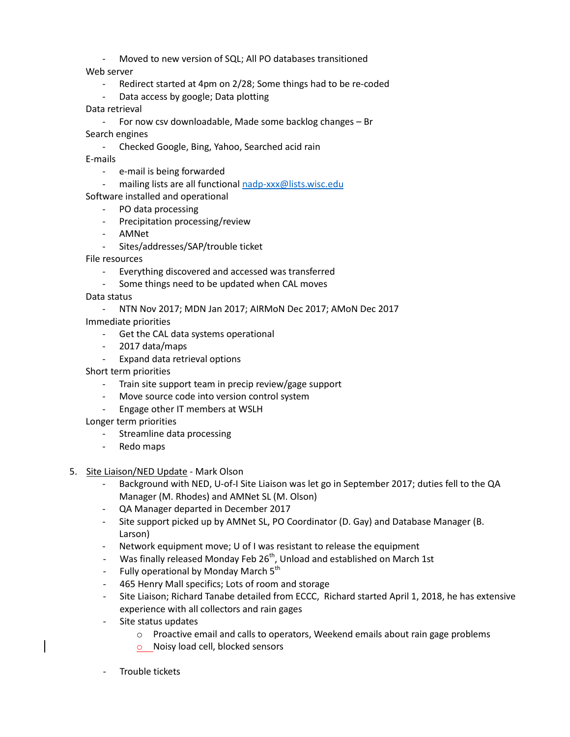- Moved to new version of SQL; All PO databases transitioned

Web server

- Redirect started at 4pm on 2/28; Some things had to be re-coded
- Data access by google; Data plotting

Data retrieval

- For now csv downloadable, Made some backlog changes – Br

Search engines

- Checked Google, Bing, Yahoo, Searched acid rain

E-mails

- e-mail is being forwarded
- mailing lists are all functional nadp-xxx@lists.wisc.edu

Software installed and operational

- PO data processing
- Precipitation processing/review
- AMNet
- Sites/addresses/SAP/trouble ticket

File resources

- Everything discovered and accessed was transferred
- Some things need to be updated when CAL moves

Data status

- NTN Nov 2017; MDN Jan 2017; AIRMoN Dec 2017; AMoN Dec 2017

Immediate priorities

- Get the CAL data systems operational
- 2017 data/maps
- Expand data retrieval options

Short term priorities

- Train site support team in precip review/gage support
- Move source code into version control system
- Engage other IT members at WSLH

Longer term priorities

- Streamline data processing
- Redo maps

5. Site Liaison/NED Update - Mark Olson
   - Background with NED, U-of-I Site Liaison was let go in September 2017; duties fell to the QA Manager (M. Rhodes) and AMNet SL (M. Olson)
   - QA Manager departed in December 2017
   - Site support picked up by AMNet SL, PO Coordinator (D. Gay) and Database Manager (B. Larson)
   - Network equipment move; U of I was resistant to release the equipment
   - Was finally released Monday Feb 26th, Unload and established on March 1st
   - Fully operational by Monday March 5th
   - 465 Henry Mall specifics; Lots of room and storage
   - Site Liaison; Richard Tanabe detailed from ECCC, Richard started April 1, 2018, he has extensive experience with all collectors and rain gages
   - Site status updates
     - Proactive email and calls to operators, Weekend emails about rain gage problems
     - Noisy load cell, blocked sensors
   - Trouble tickets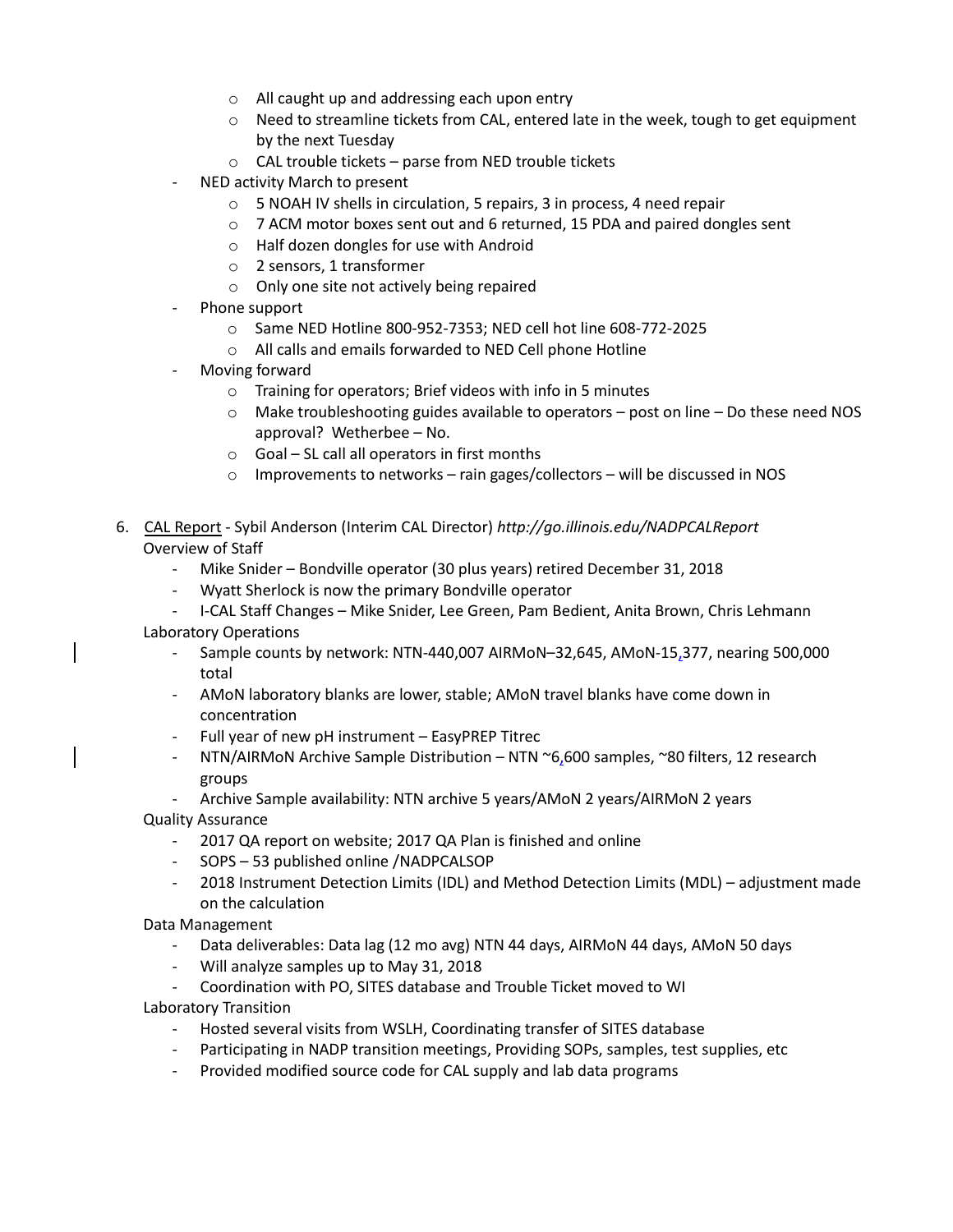- All caught up and addressing each upon entry
  - Need to streamline tickets from CAL, entered late in the week, tough to get equipment by the next Tuesday
  - CAL trouble tickets – parse from NED trouble tickets
- NED activity March to present
  - 5 NOAH IV shells in circulation, 5 repairs, 3 in process, 4 need repair
  - 7 ACM motor boxes sent out and 6 returned, 15 PDA and paired dongles sent
  - Half dozen dongles for use with Android
  - 2 sensors, 1 transformer
  - Only one site not actively being repaired
- Phone support
  - Same NED Hotline 800-952-7353; NED cell hot line 608-772-2025
  - All calls and emails forwarded to NED Cell phone Hotline
- Moving forward
  - Training for operators; Brief videos with info in 5 minutes
  - Make troubleshooting guides available to operators – post on line – Do these need NOS approval? Wetherbee – No.
  - Goal – SL call all operators in first months
  - Improvements to networks – rain gages/collectors – will be discussed in NOS

6. CAL Report - Sybil Anderson (Interim CAL Director) *http://go.illinois.edu/NADPCALReport*

Overview of Staff

- Mike Snider – Bondville operator (30 plus years) retired December 31, 2018
- Wyatt Sherlock is now the primary Bondville operator
- I-CAL Staff Changes – Mike Snider, Lee Green, Pam Bedient, Anita Brown, Chris Lehmann

Laboratory Operations

- Sample counts by network: NTN-440,007 AIRMoN–32,645, AMoN-15,377, nearing 500,000 total
- AMoN laboratory blanks are lower, stable; AMoN travel blanks have come down in concentration
- Full year of new pH instrument – EasyPREP Titrec
- NTN/AIRMoN Archive Sample Distribution – NTN ~6,600 samples, ~80 filters, 12 research groups
- Archive Sample availability: NTN archive 5 years/AMoN 2 years/AIRMoN 2 years

Quality Assurance

- 2017 QA report on website; 2017 QA Plan is finished and online
- SOPS – 53 published online /NADPCALSOP
- 2018 Instrument Detection Limits (IDL) and Method Detection Limits (MDL) – adjustment made on the calculation

Data Management

- Data deliverables: Data lag (12 mo avg) NTN 44 days, AIRMoN 44 days, AMoN 50 days
- Will analyze samples up to May 31, 2018
- Coordination with PO, SITES database and Trouble Ticket moved to WI

Laboratory Transition

- Hosted several visits from WSLH, Coordinating transfer of SITES database
- Participating in NADP transition meetings, Providing SOPs, samples, test supplies, etc
- Provided modified source code for CAL supply and lab data programs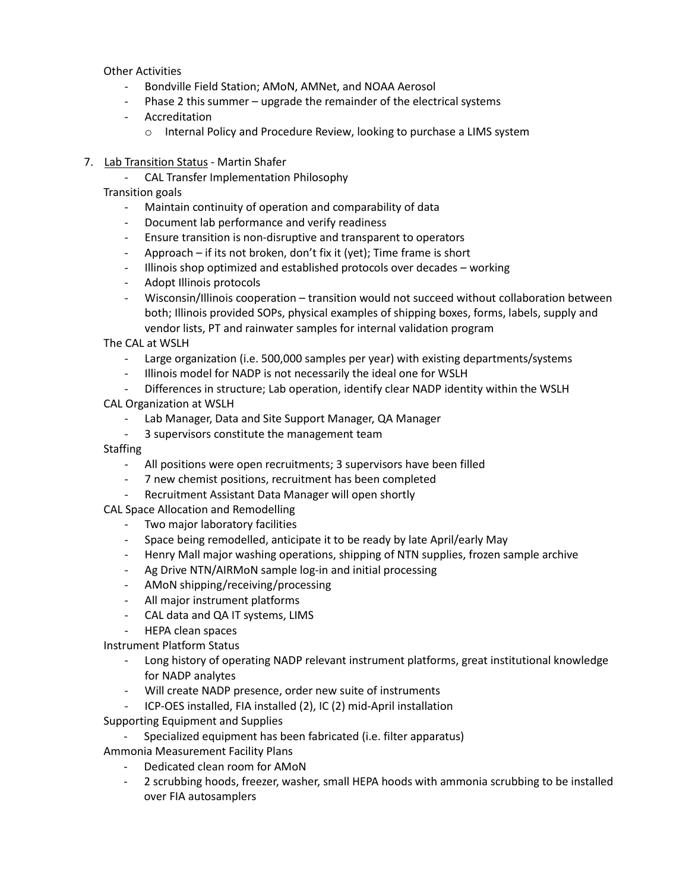Other Activities

- Bondville Field Station; AMoN, AMNet, and NOAA Aerosol
- Phase 2 this summer – upgrade the remainder of the electrical systems
- Accreditation
    - Internal Policy and Procedure Review, looking to purchase a LIMS system

7. Lab Transition Status - Martin Shafer
    - CAL Transfer Implementation Philosophy

Transition goals

- Maintain continuity of operation and comparability of data
- Document lab performance and verify readiness
- Ensure transition is non-disruptive and transparent to operators
- Approach – if its not broken, don't fix it (yet); Time frame is short
- Illinois shop optimized and established protocols over decades – working
- Adopt Illinois protocols
- Wisconsin/Illinois cooperation – transition would not succeed without collaboration between both; Illinois provided SOPs, physical examples of shipping boxes, forms, labels, supply and vendor lists, PT and rainwater samples for internal validation program

The CAL at WSLH

- Large organization (i.e. 500,000 samples per year) with existing departments/systems
- Illinois model for NADP is not necessarily the ideal one for WSLH
- Differences in structure; Lab operation, identify clear NADP identity within the WSLH

CAL Organization at WSLH

- Lab Manager, Data and Site Support Manager, QA Manager
- 3 supervisors constitute the management team

Staffing

- All positions were open recruitments; 3 supervisors have been filled
- 7 new chemist positions, recruitment has been completed
- Recruitment Assistant Data Manager will open shortly

CAL Space Allocation and Remodelling

- Two major laboratory facilities
- Space being remodelled, anticipate it to be ready by late April/early May
- Henry Mall major washing operations, shipping of NTN supplies, frozen sample archive
- Ag Drive NTN/AIRMoN sample log-in and initial processing
- AMoN shipping/receiving/processing
- All major instrument platforms
- CAL data and QA IT systems, LIMS
- HEPA clean spaces

Instrument Platform Status

- Long history of operating NADP relevant instrument platforms, great institutional knowledge for NADP analytes
- Will create NADP presence, order new suite of instruments
- ICP-OES installed, FIA installed (2), IC (2) mid-April installation

Supporting Equipment and Supplies

- Specialized equipment has been fabricated (i.e. filter apparatus)

Ammonia Measurement Facility Plans

- Dedicated clean room for AMoN
- 2 scrubbing hoods, freezer, washer, small HEPA hoods with ammonia scrubbing to be installed over FIA autosamplers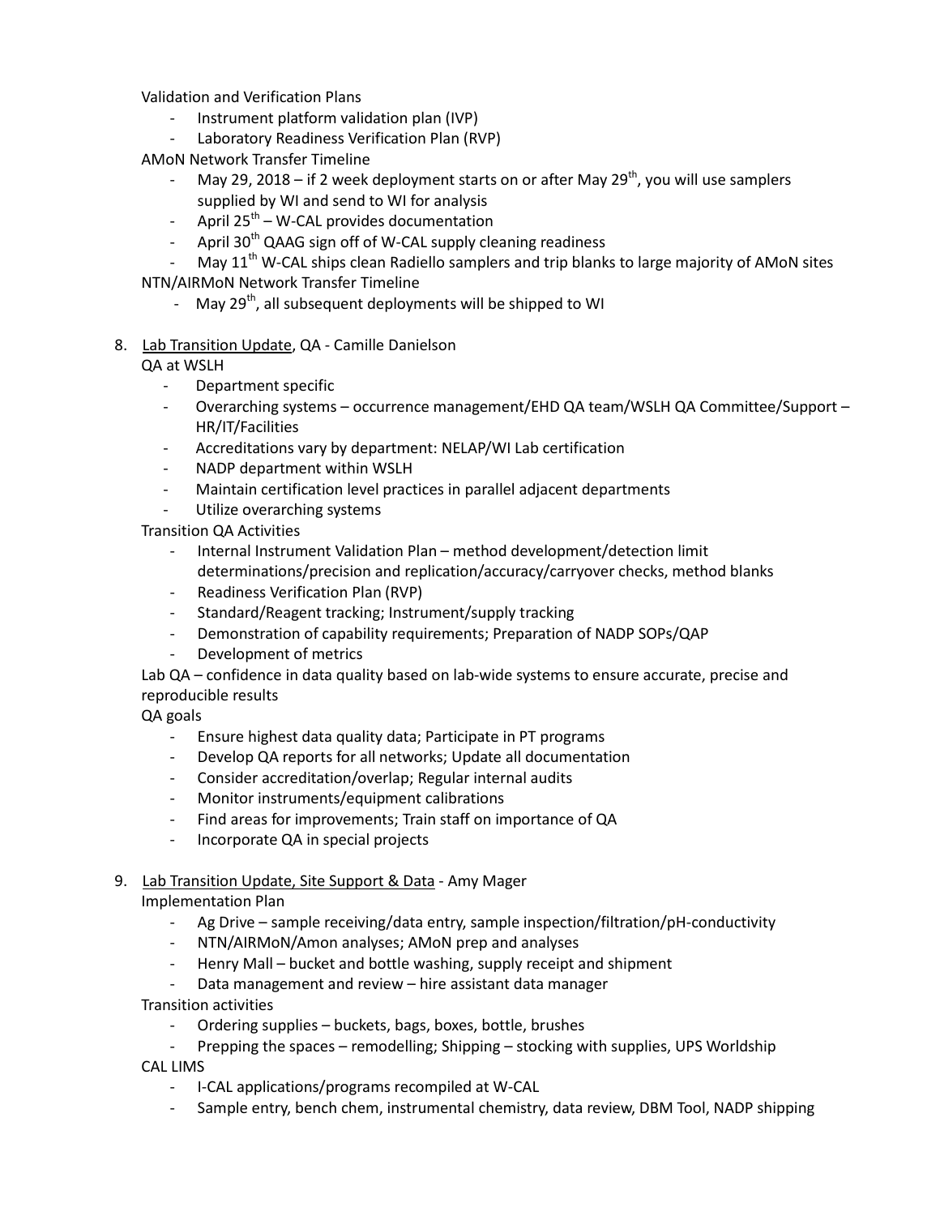Validation and Verification Plans

- Instrument platform validation plan (IVP)
- Laboratory Readiness Verification Plan (RVP)

AMoN Network Transfer Timeline

- May 29, 2018 – if 2 week deployment starts on or after May 29th, you will use samplers supplied by WI and send to WI for analysis
- April 25th – W-CAL provides documentation
- April 30th QAAG sign off of W-CAL supply cleaning readiness
- May 11th W-CAL ships clean Radiello samplers and trip blanks to large majority of AMoN sites

NTN/AIRMoN Network Transfer Timeline

- May 29th, all subsequent deployments will be shipped to WI

8. Lab Transition Update, QA - Camille Danielson

QA at WSLH

- Department specific
- Overarching systems – occurrence management/EHD QA team/WSLH QA Committee/Support – HR/IT/Facilities
- Accreditations vary by department: NELAP/WI Lab certification
- NADP department within WSLH
- Maintain certification level practices in parallel adjacent departments
- Utilize overarching systems

Transition QA Activities

- Internal Instrument Validation Plan – method development/detection limit determinations/precision and replication/accuracy/carryover checks, method blanks
- Readiness Verification Plan (RVP)
- Standard/Reagent tracking; Instrument/supply tracking
- Demonstration of capability requirements; Preparation of NADP SOPs/QAP
- Development of metrics

Lab QA – confidence in data quality based on lab-wide systems to ensure accurate, precise and reproducible results

QA goals

- Ensure highest data quality data; Participate in PT programs
- Develop QA reports for all networks; Update all documentation
- Consider accreditation/overlap; Regular internal audits
- Monitor instruments/equipment calibrations
- Find areas for improvements; Train staff on importance of QA
- Incorporate QA in special projects

9. Lab Transition Update, Site Support & Data - Amy Mager

Implementation Plan

- Ag Drive – sample receiving/data entry, sample inspection/filtration/pH-conductivity
- NTN/AIRMoN/Amon analyses; AMoN prep and analyses
- Henry Mall – bucket and bottle washing, supply receipt and shipment
- Data management and review – hire assistant data manager

Transition activities

- Ordering supplies – buckets, bags, boxes, bottle, brushes
- Prepping the spaces – remodelling; Shipping – stocking with supplies, UPS Worldship

CAL LIMS

- I-CAL applications/programs recompiled at W-CAL
- Sample entry, bench chem, instrumental chemistry, data review, DBM Tool, NADP shipping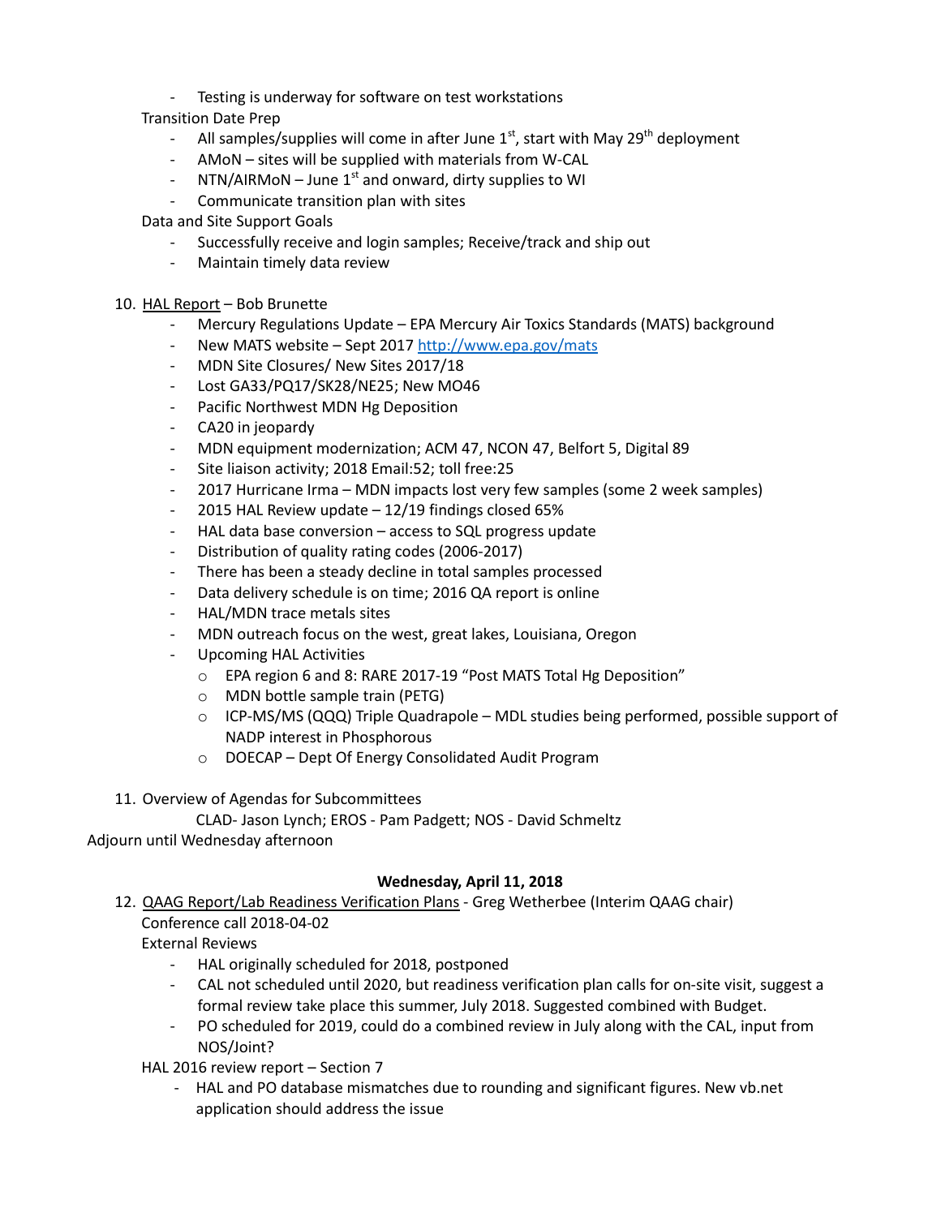- Testing is underway for software on test workstations

Transition Date Prep

- All samples/supplies will come in after June 1st, start with May 29th deployment
- AMoN – sites will be supplied with materials from W-CAL
- NTN/AIRMoN – June 1st and onward, dirty supplies to WI
- Communicate transition plan with sites

Data and Site Support Goals

- Successfully receive and login samples; Receive/track and ship out
- Maintain timely data review

10. HAL Report – Bob Brunette
    - Mercury Regulations Update – EPA Mercury Air Toxics Standards (MATS) background
    - New MATS website – Sept 2017 http://www.epa.gov/mats
    - MDN Site Closures/ New Sites 2017/18
    - Lost GA33/PQ17/SK28/NE25; New MO46
    - Pacific Northwest MDN Hg Deposition
    - CA20 in jeopardy
    - MDN equipment modernization; ACM 47, NCON 47, Belfort 5, Digital 89
    - Site liaison activity; 2018 Email:52; toll free:25
    - 2017 Hurricane Irma – MDN impacts lost very few samples (some 2 week samples)
    - 2015 HAL Review update – 12/19 findings closed 65%
    - HAL data base conversion – access to SQL progress update
    - Distribution of quality rating codes (2006-2017)
    - There has been a steady decline in total samples processed
    - Data delivery schedule is on time; 2016 QA report is online
    - HAL/MDN trace metals sites
    - MDN outreach focus on the west, great lakes, Louisiana, Oregon
    - Upcoming HAL Activities
        - EPA region 6 and 8: RARE 2017-19 "Post MATS Total Hg Deposition"
        - MDN bottle sample train (PETG)
        - ICP-MS/MS (QQQ) Triple Quadrapole – MDL studies being performed, possible support of NADP interest in Phosphorous
        - DOECAP – Dept Of Energy Consolidated Audit Program

11. Overview of Agendas for Subcommittees

    CLAD- Jason Lynch; EROS - Pam Padgett; NOS - David Schmeltz

Adjourn until Wednesday afternoon

**Wednesday, April 11, 2018**

12. QAAG Report/Lab Readiness Verification Plans - Greg Wetherbee (Interim QAAG chair)

    Conference call 2018-04-02

    External Reviews

    - HAL originally scheduled for 2018, postponed
    - CAL not scheduled until 2020, but readiness verification plan calls for on-site visit, suggest a formal review take place this summer, July 2018. Suggested combined with Budget.
    - PO scheduled for 2019, could do a combined review in July along with the CAL, input from NOS/Joint?

    HAL 2016 review report – Section 7

    - HAL and PO database mismatches due to rounding and significant figures. New vb.net application should address the issue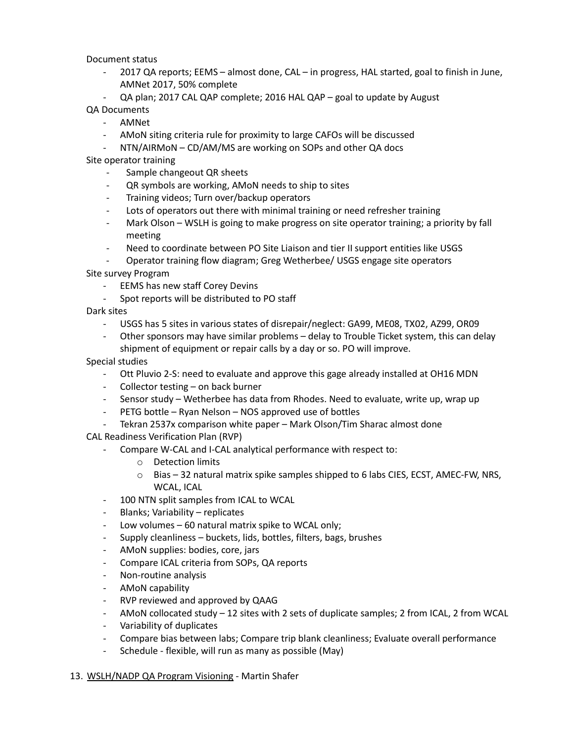Document status

- 2017 QA reports; EEMS – almost done, CAL – in progress, HAL started, goal to finish in June, AMNet 2017, 50% complete
- QA plan; 2017 CAL QAP complete; 2016 HAL QAP – goal to update by August

QA Documents

- AMNet
- AMoN siting criteria rule for proximity to large CAFOs will be discussed
- NTN/AIRMoN – CD/AM/MS are working on SOPs and other QA docs

Site operator training

- Sample changeout QR sheets
- QR symbols are working, AMoN needs to ship to sites
- Training videos; Turn over/backup operators
- Lots of operators out there with minimal training or need refresher training
- Mark Olson – WSLH is going to make progress on site operator training; a priority by fall meeting
- Need to coordinate between PO Site Liaison and tier II support entities like USGS
- Operator training flow diagram; Greg Wetherbee/ USGS engage site operators

Site survey Program

- EEMS has new staff Corey Devins
- Spot reports will be distributed to PO staff

Dark sites

- USGS has 5 sites in various states of disrepair/neglect: GA99, ME08, TX02, AZ99, OR09
- Other sponsors may have similar problems – delay to Trouble Ticket system, this can delay shipment of equipment or repair calls by a day or so. PO will improve.

Special studies

- Ott Pluvio 2-S: need to evaluate and approve this gage already installed at OH16 MDN
- Collector testing – on back burner
- Sensor study – Wetherbee has data from Rhodes. Need to evaluate, write up, wrap up
- PETG bottle – Ryan Nelson – NOS approved use of bottles
- Tekran 2537x comparison white paper – Mark Olson/Tim Sharac almost done

CAL Readiness Verification Plan (RVP)

- Compare W-CAL and I-CAL analytical performance with respect to:
  - Detection limits
  - Bias – 32 natural matrix spike samples shipped to 6 labs CIES, ECST, AMEC-FW, NRS, WCAL, ICAL
- 100 NTN split samples from ICAL to WCAL
- Blanks; Variability – replicates
- Low volumes – 60 natural matrix spike to WCAL only;
- Supply cleanliness – buckets, lids, bottles, filters, bags, brushes
- AMoN supplies: bodies, core, jars
- Compare ICAL criteria from SOPs, QA reports
- Non-routine analysis
- AMoN capability
- RVP reviewed and approved by QAAG
- AMoN collocated study – 12 sites with 2 sets of duplicate samples; 2 from ICAL, 2 from WCAL
- Variability of duplicates
- Compare bias between labs; Compare trip blank cleanliness; Evaluate overall performance
- Schedule - flexible, will run as many as possible (May)

13. <u>WSLH/NADP QA Program Visioning</u> - Martin Shafer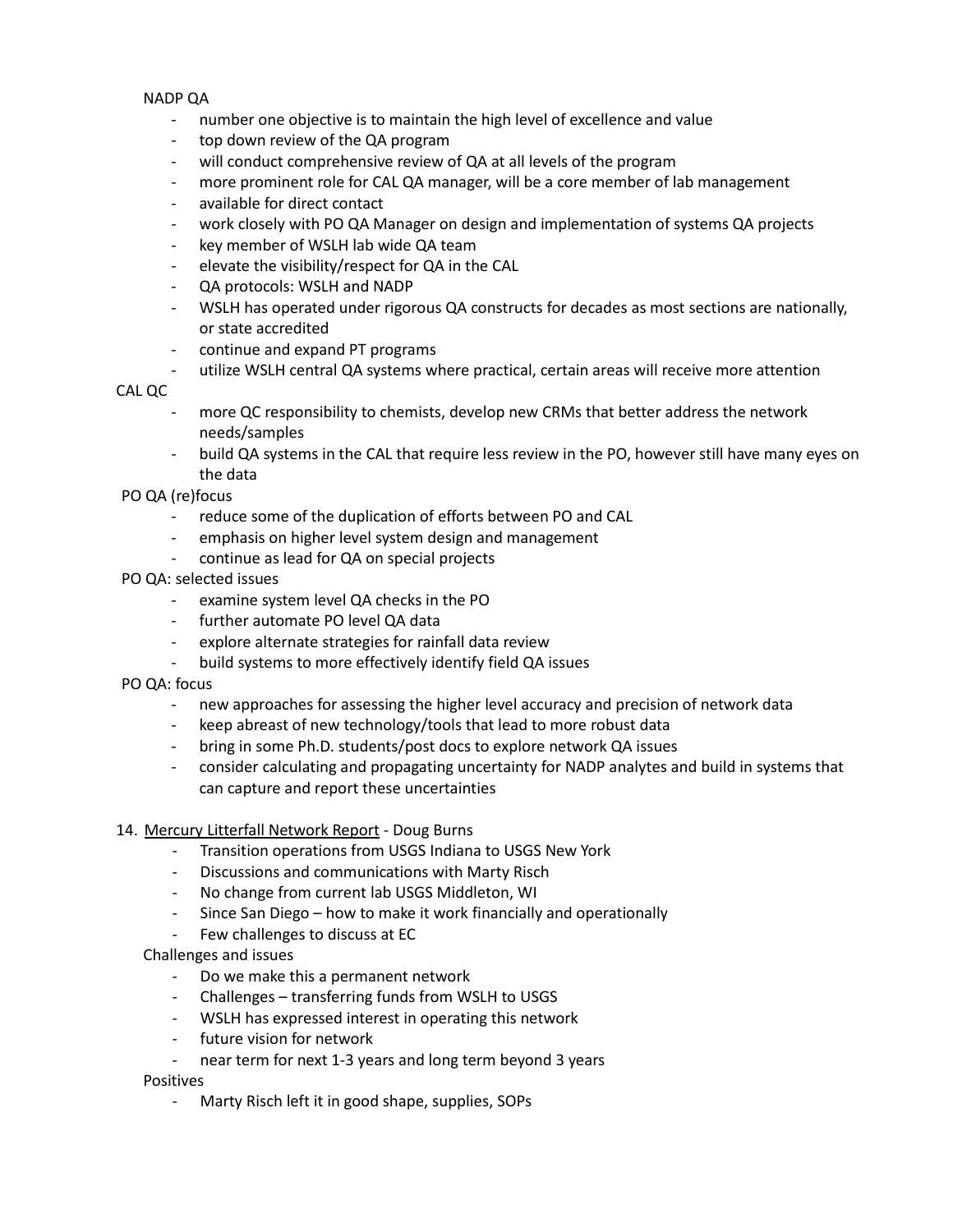NADP QA

- number one objective is to maintain the high level of excellence and value
- top down review of the QA program
- will conduct comprehensive review of QA at all levels of the program
- more prominent role for CAL QA manager, will be a core member of lab management
- available for direct contact
- work closely with PO QA Manager on design and implementation of systems QA projects
- key member of WSLH lab wide QA team
- elevate the visibility/respect for QA in the CAL
- QA protocols: WSLH and NADP
- WSLH has operated under rigorous QA constructs for decades as most sections are nationally, or state accredited
- continue and expand PT programs
- utilize WSLH central QA systems where practical, certain areas will receive more attention

CAL QC

- more QC responsibility to chemists, develop new CRMs that better address the network needs/samples
- build QA systems in the CAL that require less review in the PO, however still have many eyes on the data

PO QA (re)focus

- reduce some of the duplication of efforts between PO and CAL
- emphasis on higher level system design and management
- continue as lead for QA on special projects

PO QA: selected issues

- examine system level QA checks in the PO
- further automate PO level QA data
- explore alternate strategies for rainfall data review
- build systems to more effectively identify field QA issues

PO QA: focus

- new approaches for assessing the higher level accuracy and precision of network data
- keep abreast of new technology/tools that lead to more robust data
- bring in some Ph.D. students/post docs to explore network QA issues
- consider calculating and propagating uncertainty for NADP analytes and build in systems that can capture and report these uncertainties

14. <u>Mercury Litterfall Network Report</u> - Doug Burns

- Transition operations from USGS Indiana to USGS New York
- Discussions and communications with Marty Risch
- No change from current lab USGS Middleton, WI
- Since San Diego – how to make it work financially and operationally
- Few challenges to discuss at EC

Challenges and issues

- Do we make this a permanent network
- Challenges – transferring funds from WSLH to USGS
- WSLH has expressed interest in operating this network
- future vision for network
- near term for next 1-3 years and long term beyond 3 years

Positives

- Marty Risch left it in good shape, supplies, SOPs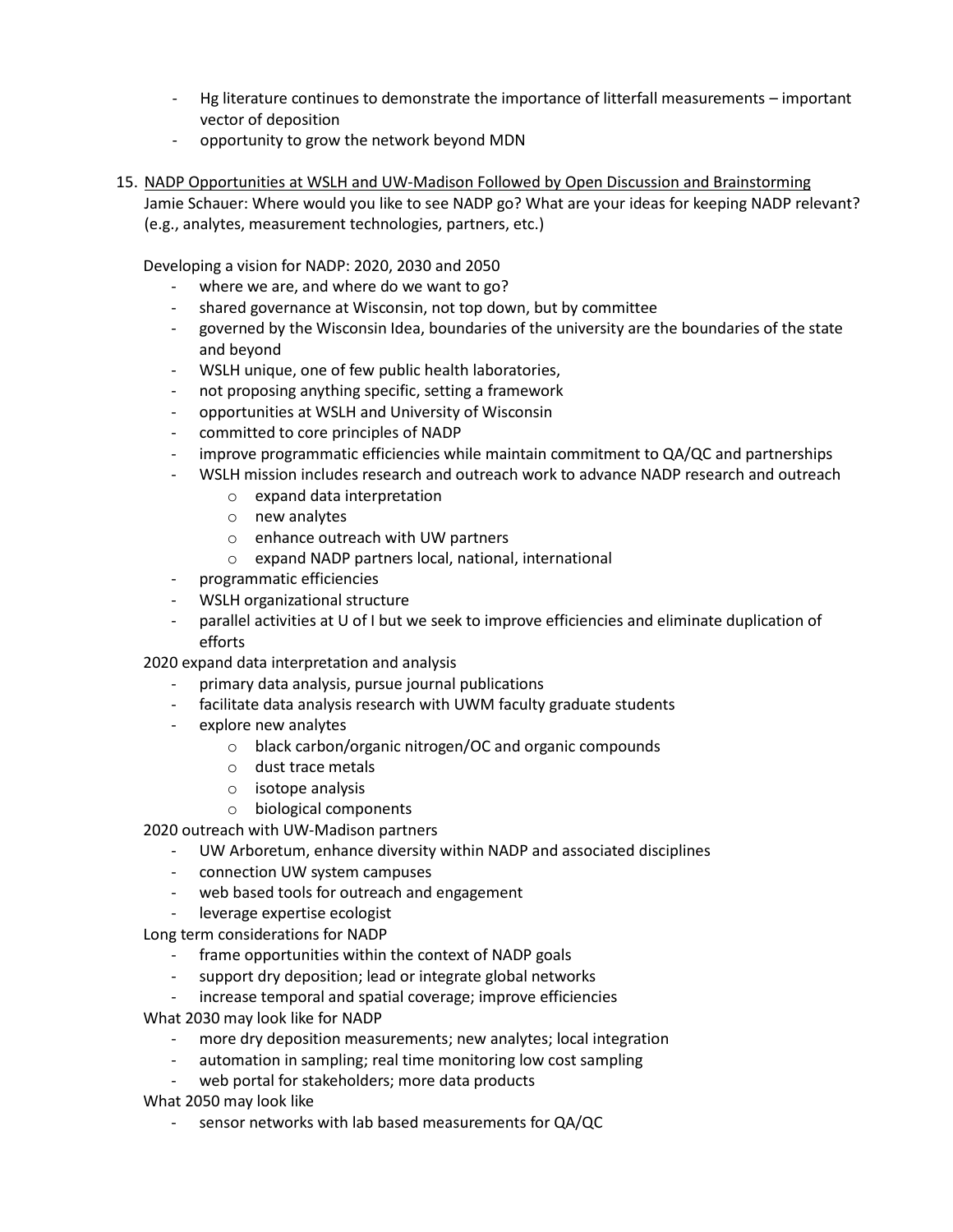- Hg literature continues to demonstrate the importance of litterfall measurements – important vector of deposition
- opportunity to grow the network beyond MDN

15. <u>NADP Opportunities at WSLH and UW-Madison Followed by Open Discussion and Brainstorming</u>
    Jamie Schauer: Where would you like to see NADP go? What are your ideas for keeping NADP relevant? (e.g., analytes, measurement technologies, partners, etc.)

    Developing a vision for NADP: 2020, 2030 and 2050
    - where we are, and where do we want to go?
    - shared governance at Wisconsin, not top down, but by committee
    - governed by the Wisconsin Idea, boundaries of the university are the boundaries of the state and beyond
    - WSLH unique, one of few public health laboratories,
    - not proposing anything specific, setting a framework
    - opportunities at WSLH and University of Wisconsin
    - committed to core principles of NADP
    - improve programmatic efficiencies while maintain commitment to QA/QC and partnerships
    - WSLH mission includes research and outreach work to advance NADP research and outreach
        - expand data interpretation
        - new analytes
        - enhance outreach with UW partners
        - expand NADP partners local, national, international
    - programmatic efficiencies
    - WSLH organizational structure
    - parallel activities at U of I but we seek to improve efficiencies and eliminate duplication of efforts

    2020 expand data interpretation and analysis
    - primary data analysis, pursue journal publications
    - facilitate data analysis research with UWM faculty graduate students
    - explore new analytes
        - black carbon/organic nitrogen/OC and organic compounds
        - dust trace metals
        - isotope analysis
        - biological components

    2020 outreach with UW-Madison partners
    - UW Arboretum, enhance diversity within NADP and associated disciplines
    - connection UW system campuses
    - web based tools for outreach and engagement
    - leverage expertise ecologist

    Long term considerations for NADP
    - frame opportunities within the context of NADP goals
    - support dry deposition; lead or integrate global networks
    - increase temporal and spatial coverage; improve efficiencies

    What 2030 may look like for NADP
    - more dry deposition measurements; new analytes; local integration
    - automation in sampling; real time monitoring low cost sampling
    - web portal for stakeholders; more data products

    What 2050 may look like
    - sensor networks with lab based measurements for QA/QC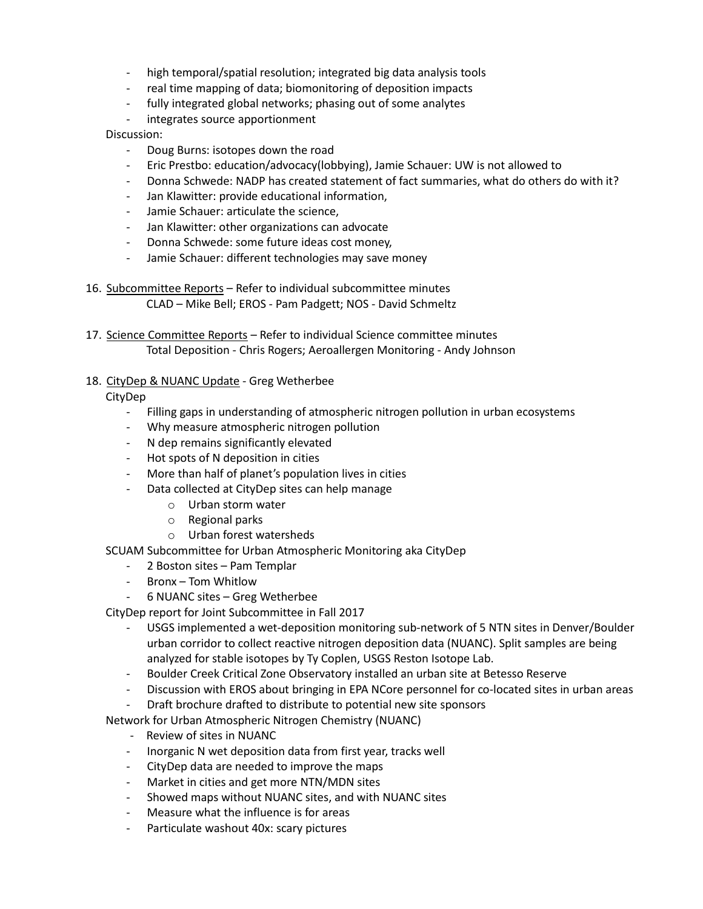- high temporal/spatial resolution; integrated big data analysis tools
- real time mapping of data; biomonitoring of deposition impacts
- fully integrated global networks; phasing out of some analytes
- integrates source apportionment

Discussion:

- Doug Burns: isotopes down the road
- Eric Prestbo: education/advocacy(lobbying), Jamie Schauer: UW is not allowed to
- Donna Schwede: NADP has created statement of fact summaries, what do others do with it?
- Jan Klawitter: provide educational information,
- Jamie Schauer: articulate the science,
- Jan Klawitter: other organizations can advocate
- Donna Schwede: some future ideas cost money,
- Jamie Schauer: different technologies may save money

16. Subcommittee Reports – Refer to individual subcommittee minutes
    CLAD – Mike Bell; EROS - Pam Padgett; NOS - David Schmeltz

17. Science Committee Reports – Refer to individual Science committee minutes
    Total Deposition - Chris Rogers; Aeroallergen Monitoring - Andy Johnson

18. CityDep & NUANC Update - Greg Wetherbee

CityDep

- Filling gaps in understanding of atmospheric nitrogen pollution in urban ecosystems
- Why measure atmospheric nitrogen pollution
- N dep remains significantly elevated
- Hot spots of N deposition in cities
- More than half of planet's population lives in cities
- Data collected at CityDep sites can help manage
  - Urban storm water
  - Regional parks
  - Urban forest watersheds

SCUAM Subcommittee for Urban Atmospheric Monitoring aka CityDep

- 2 Boston sites – Pam Templar
- Bronx – Tom Whitlow
- 6 NUANC sites – Greg Wetherbee

CityDep report for Joint Subcommittee in Fall 2017

- USGS implemented a wet-deposition monitoring sub-network of 5 NTN sites in Denver/Boulder urban corridor to collect reactive nitrogen deposition data (NUANC). Split samples are being analyzed for stable isotopes by Ty Coplen, USGS Reston Isotope Lab.
- Boulder Creek Critical Zone Observatory installed an urban site at Betesso Reserve
- Discussion with EROS about bringing in EPA NCore personnel for co-located sites in urban areas
- Draft brochure drafted to distribute to potential new site sponsors

Network for Urban Atmospheric Nitrogen Chemistry (NUANC)

- Review of sites in NUANC
- Inorganic N wet deposition data from first year, tracks well
- CityDep data are needed to improve the maps
- Market in cities and get more NTN/MDN sites
- Showed maps without NUANC sites, and with NUANC sites
- Measure what the influence is for areas
- Particulate washout 40x: scary pictures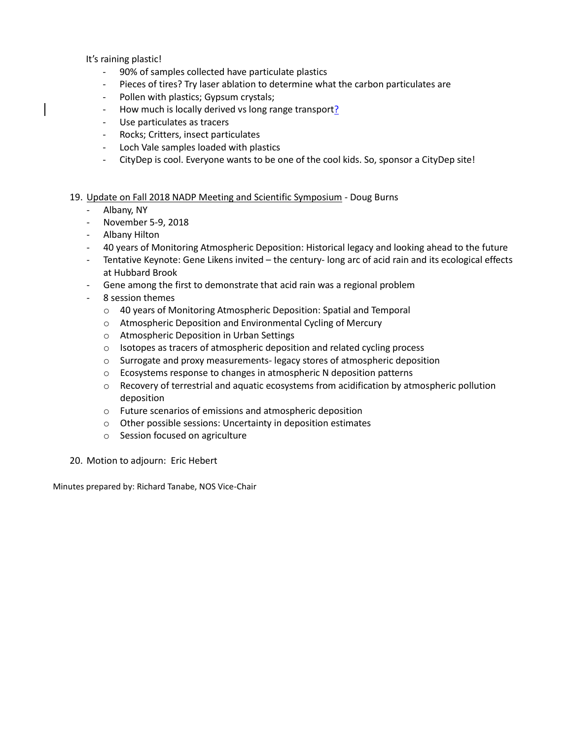It's raining plastic!

- 90% of samples collected have particulate plastics
- Pieces of tires? Try laser ablation to determine what the carbon particulates are
- Pollen with plastics; Gypsum crystals;
- How much is locally derived vs long range transport?
- Use particulates as tracers
- Rocks; Critters, insect particulates
- Loch Vale samples loaded with plastics
- CityDep is cool. Everyone wants to be one of the cool kids. So, sponsor a CityDep site!

19. Update on Fall 2018 NADP Meeting and Scientific Symposium - Doug Burns
    - Albany, NY
    - November 5-9, 2018
    - Albany Hilton
    - 40 years of Monitoring Atmospheric Deposition: Historical legacy and looking ahead to the future
    - Tentative Keynote: Gene Likens invited – the century- long arc of acid rain and its ecological effects at Hubbard Brook
    - Gene among the first to demonstrate that acid rain was a regional problem
    - 8 session themes
        - 40 years of Monitoring Atmospheric Deposition: Spatial and Temporal
        - Atmospheric Deposition and Environmental Cycling of Mercury
        - Atmospheric Deposition in Urban Settings
        - Isotopes as tracers of atmospheric deposition and related cycling process
        - Surrogate and proxy measurements- legacy stores of atmospheric deposition
        - Ecosystems response to changes in atmospheric N deposition patterns
        - Recovery of terrestrial and aquatic ecosystems from acidification by atmospheric pollution deposition
        - Future scenarios of emissions and atmospheric deposition
        - Other possible sessions: Uncertainty in deposition estimates
        - Session focused on agriculture

20. Motion to adjourn: Eric Hebert

Minutes prepared by: Richard Tanabe, NOS Vice-Chair